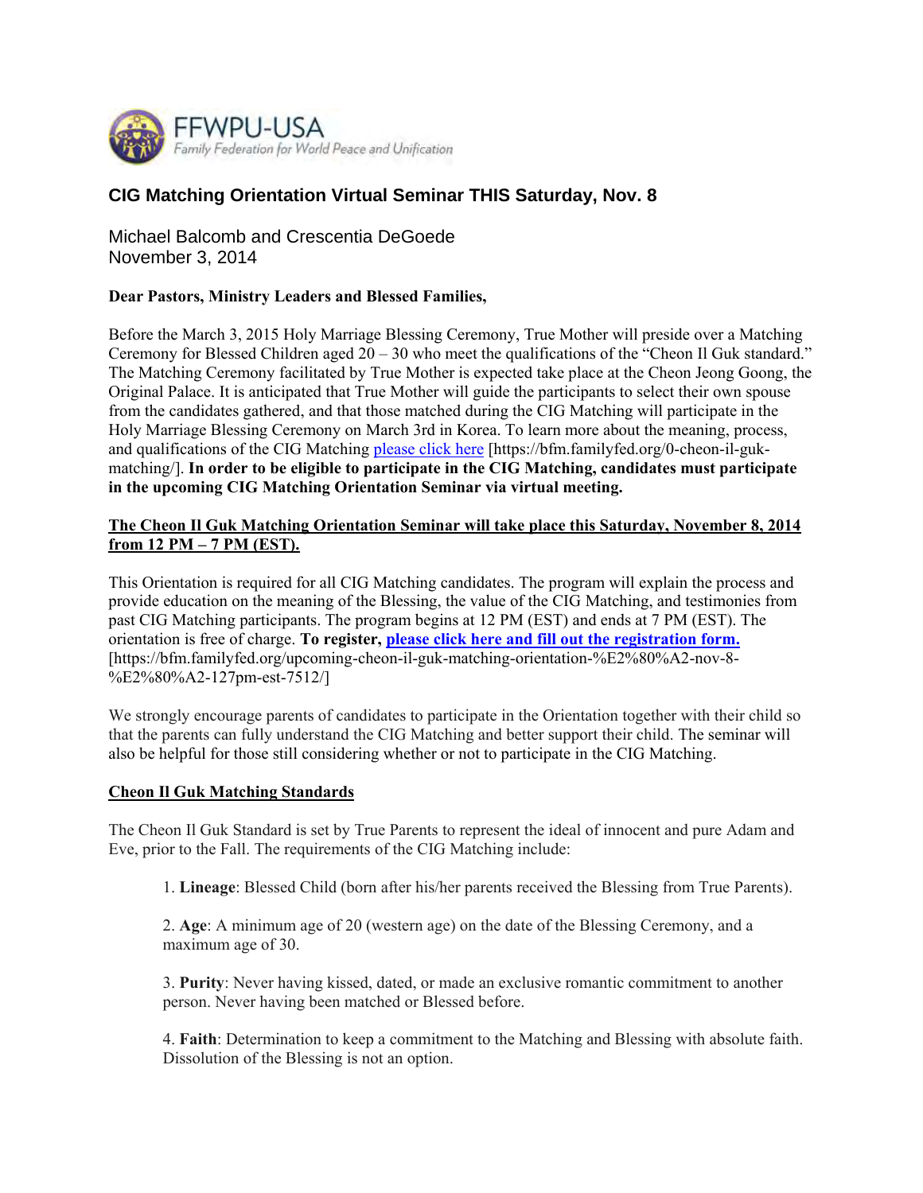FFWPU-USA
*Family Federation for World Peace and Unification*

## CIG Matching Orientation Virtual Seminar THIS Saturday, Nov. 8

Michael Balcomb and Crescentia DeGoede
November 3, 2014

**Dear Pastors, Ministry Leaders and Blessed Families,**

Before the March 3, 2015 Holy Marriage Blessing Ceremony, True Mother will preside over a Matching Ceremony for Blessed Children aged 20 – 30 who meet the qualifications of the "Cheon Il Guk standard." The Matching Ceremony facilitated by True Mother is expected take place at the Cheon Jeong Goong, the Original Palace. It is anticipated that True Mother will guide the participants to select their own spouse from the candidates gathered, and that those matched during the CIG Matching will participate in the Holy Marriage Blessing Ceremony on March 3rd in Korea. To learn more about the meaning, process, and qualifications of the CIG Matching please click here [https://bfm.familyfed.org/0-cheon-il-guk-matching/]. **In order to be eligible to participate in the CIG Matching, candidates must participate in the upcoming CIG Matching Orientation Seminar via virtual meeting.**

**<u>The Cheon Il Guk Matching Orientation Seminar will take place this Saturday, November 8, 2014 from 12 PM – 7 PM (EST).</u>**

This Orientation is required for all CIG Matching candidates. The program will explain the process and provide education on the meaning of the Blessing, the value of the CIG Matching, and testimonies from past CIG Matching participants. The program begins at 12 PM (EST) and ends at 7 PM (EST). The orientation is free of charge. **To register, please click here and fill out the registration form.** [https://bfm.familyfed.org/upcoming-cheon-il-guk-matching-orientation-%E2%80%A2-nov-8-%E2%80%A2-127pm-est-7512/]

We strongly encourage parents of candidates to participate in the Orientation together with their child so that the parents can fully understand the CIG Matching and better support their child. The seminar will also be helpful for those still considering whether or not to participate in the CIG Matching.

**<u>Cheon Il Guk Matching Standards</u>**

The Cheon Il Guk Standard is set by True Parents to represent the ideal of innocent and pure Adam and Eve, prior to the Fall. The requirements of the CIG Matching include:

1. **Lineage**: Blessed Child (born after his/her parents received the Blessing from True Parents).

2. **Age**: A minimum age of 20 (western age) on the date of the Blessing Ceremony, and a maximum age of 30.

3. **Purity**: Never having kissed, dated, or made an exclusive romantic commitment to another person. Never having been matched or Blessed before.

4. **Faith**: Determination to keep a commitment to the Matching and Blessing with absolute faith. Dissolution of the Blessing is not an option.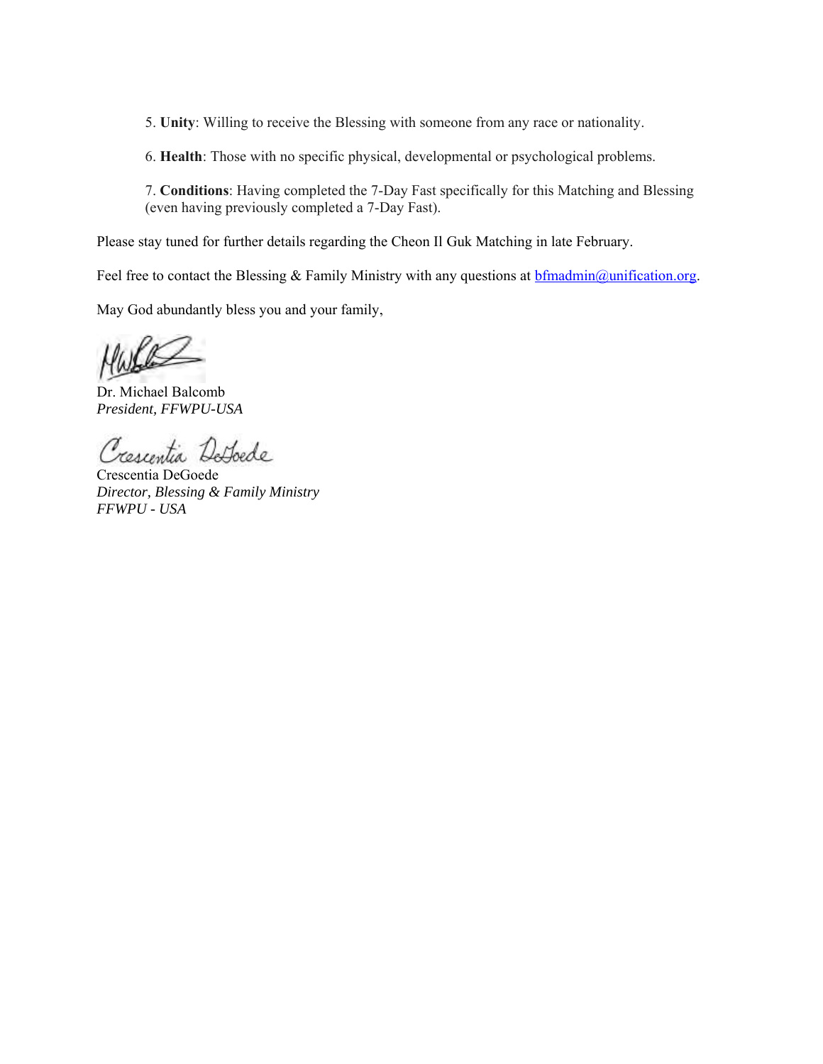5. **Unity**: Willing to receive the Blessing with someone from any race or nationality.

6. **Health**: Those with no specific physical, developmental or psychological problems.

7. **Conditions**: Having completed the 7-Day Fast specifically for this Matching and Blessing (even having previously completed a 7-Day Fast).

Please stay tuned for further details regarding the Cheon Il Guk Matching in late February.

Feel free to contact the Blessing & Family Ministry with any questions at bfmadmin@unification.org.

May God abundantly bless you and your family,

Dr. Michael Balcomb
*President, FFWPU-USA*

Crescentia DeGoede
*Director, Blessing & Family Ministry*
*FFWPU - USA*